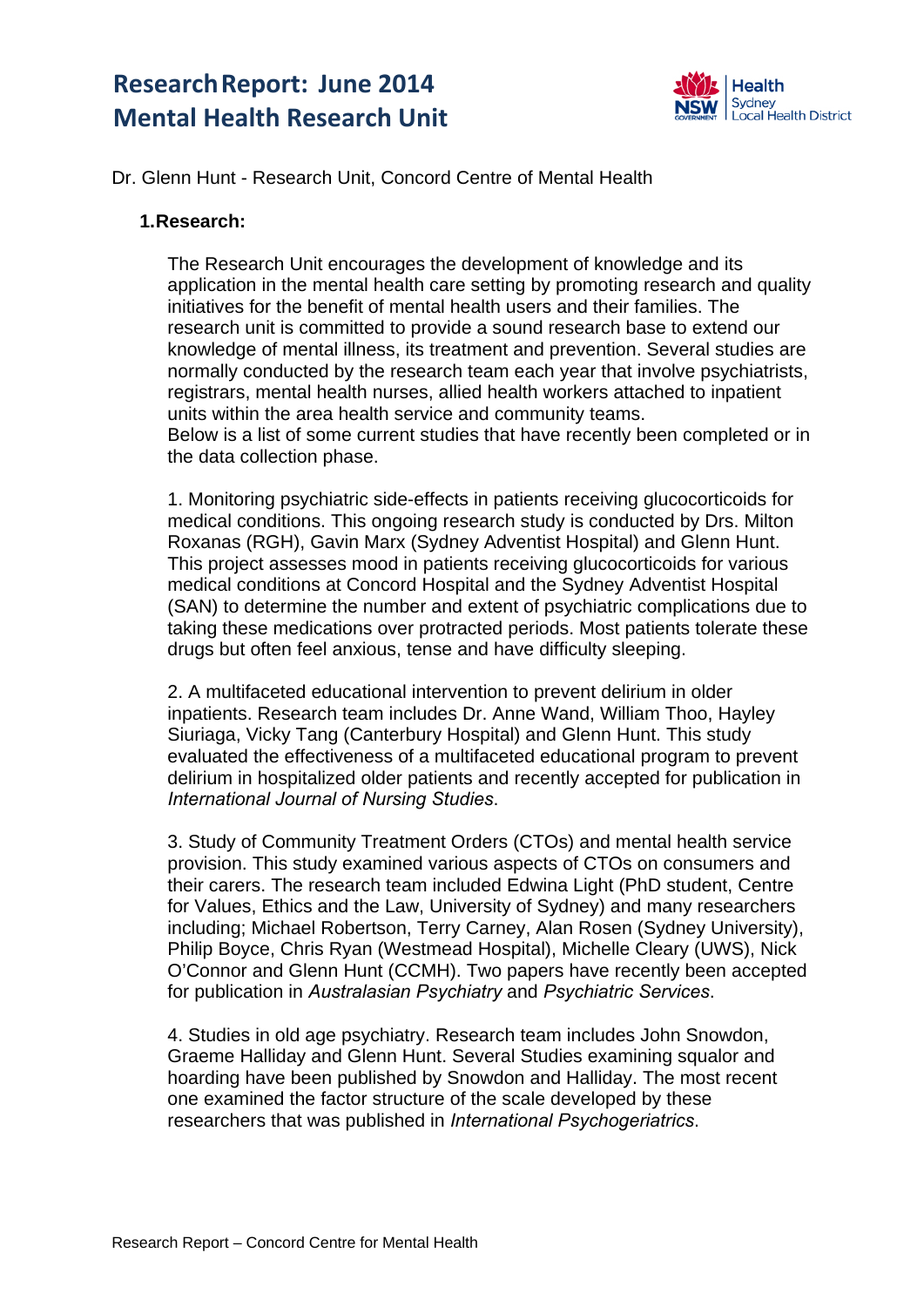# Research Report: June 2014
# Mental Health Research Unit

Dr. Glenn Hunt - Research Unit, Concord Centre of Mental Health

## 1. Research:

The Research Unit encourages the development of knowledge and its application in the mental health care setting by promoting research and quality initiatives for the benefit of mental health users and their families. The research unit is committed to provide a sound research base to extend our knowledge of mental illness, its treatment and prevention. Several studies are normally conducted by the research team each year that involve psychiatrists, registrars, mental health nurses, allied health workers attached to inpatient units within the area health service and community teams.
Below is a list of some current studies that have recently been completed or in the data collection phase.

1. Monitoring psychiatric side-effects in patients receiving glucocorticoids for medical conditions. This ongoing research study is conducted by Drs. Milton Roxanas (RGH), Gavin Marx (Sydney Adventist Hospital) and Glenn Hunt. This project assesses mood in patients receiving glucocorticoids for various medical conditions at Concord Hospital and the Sydney Adventist Hospital (SAN) to determine the number and extent of psychiatric complications due to taking these medications over protracted periods. Most patients tolerate these drugs but often feel anxious, tense and have difficulty sleeping.

2. A multifaceted educational intervention to prevent delirium in older inpatients. Research team includes Dr. Anne Wand, William Thoo, Hayley Siuriaga, Vicky Tang (Canterbury Hospital) and Glenn Hunt. This study evaluated the effectiveness of a multifaceted educational program to prevent delirium in hospitalized older patients and recently accepted for publication in *International Journal of Nursing Studies*.

3. Study of Community Treatment Orders (CTOs) and mental health service provision. This study examined various aspects of CTOs on consumers and their carers. The research team included Edwina Light (PhD student, Centre for Values, Ethics and the Law, University of Sydney) and many researchers including; Michael Robertson, Terry Carney, Alan Rosen (Sydney University), Philip Boyce, Chris Ryan (Westmead Hospital), Michelle Cleary (UWS), Nick O'Connor and Glenn Hunt (CCMH). Two papers have recently been accepted for publication in *Australasian Psychiatry* and *Psychiatric Services*.

4. Studies in old age psychiatry. Research team includes John Snowdon, Graeme Halliday and Glenn Hunt. Several Studies examining squalor and hoarding have been published by Snowdon and Halliday. The most recent one examined the factor structure of the scale developed by these researchers that was published in *International Psychogeriatrics*.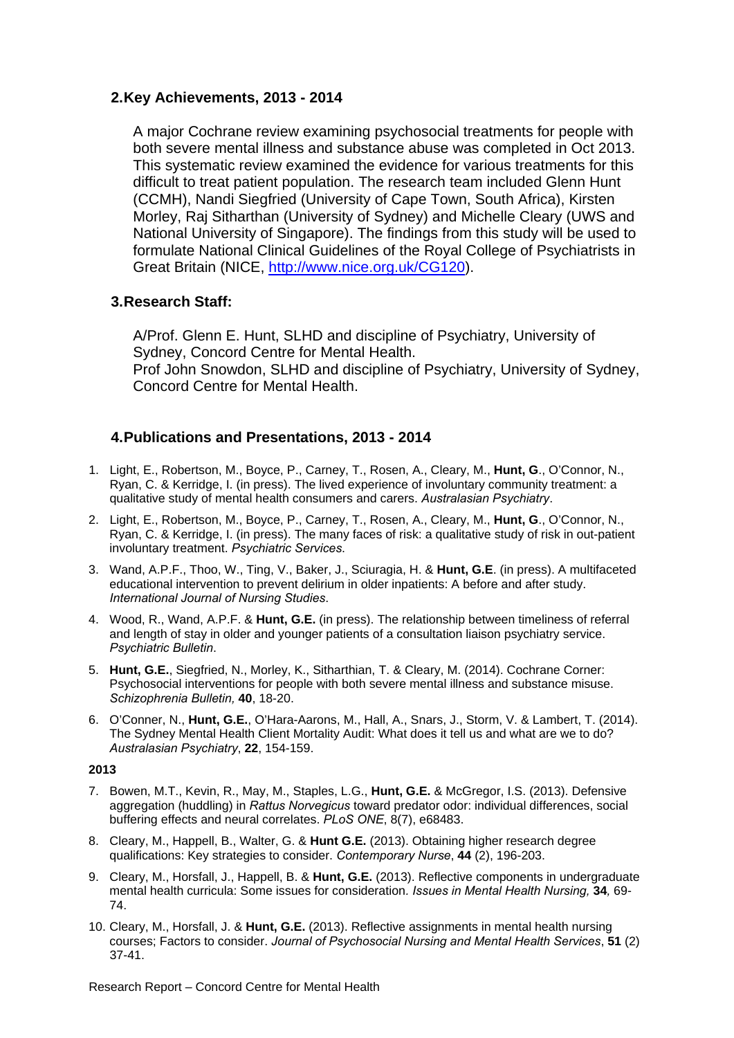## 2. Key Achievements, 2013 - 2014

A major Cochrane review examining psychosocial treatments for people with both severe mental illness and substance abuse was completed in Oct 2013. This systematic review examined the evidence for various treatments for this difficult to treat patient population. The research team included Glenn Hunt (CCMH), Nandi Siegfried (University of Cape Town, South Africa), Kirsten Morley, Raj Sitharthan (University of Sydney) and Michelle Cleary (UWS and National University of Singapore). The findings from this study will be used to formulate National Clinical Guidelines of the Royal College of Psychiatrists in Great Britain (NICE, http://www.nice.org.uk/CG120).

## 3. Research Staff:

A/Prof. Glenn E. Hunt, SLHD and discipline of Psychiatry, University of Sydney, Concord Centre for Mental Health.
Prof John Snowdon, SLHD and discipline of Psychiatry, University of Sydney, Concord Centre for Mental Health.

## 4. Publications and Presentations, 2013 - 2014

1. Light, E., Robertson, M., Boyce, P., Carney, T., Rosen, A., Cleary, M., **Hunt, G**., O'Connor, N., Ryan, C. & Kerridge, I. (in press). The lived experience of involuntary community treatment: a qualitative study of mental health consumers and carers. *Australasian Psychiatry*.
2. Light, E., Robertson, M., Boyce, P., Carney, T., Rosen, A., Cleary, M., **Hunt, G**., O'Connor, N., Ryan, C. & Kerridge, I. (in press). The many faces of risk: a qualitative study of risk in out-patient involuntary treatment. *Psychiatric Services.*
3. Wand, A.P.F., Thoo, W., Ting, V., Baker, J., Sciuragia, H. & **Hunt, G.E**. (in press). A multifaceted educational intervention to prevent delirium in older inpatients: A before and after study. *International Journal of Nursing Studies*.
4. Wood, R., Wand, A.P.F. & **Hunt, G.E.** (in press). The relationship between timeliness of referral and length of stay in older and younger patients of a consultation liaison psychiatry service. *Psychiatric Bulletin*.
5. **Hunt, G.E.**, Siegfried, N., Morley, K., Sitharthian, T. & Cleary, M. (2014). Cochrane Corner: Psychosocial interventions for people with both severe mental illness and substance misuse. *Schizophrenia Bulletin,* **40**, 18-20.
6. O'Conner, N., **Hunt, G.E.**, O'Hara-Aarons, M., Hall, A., Snars, J., Storm, V. & Lambert, T. (2014). The Sydney Mental Health Client Mortality Audit: What does it tell us and what are we to do? *Australasian Psychiatry*, **22**, 154-159.

**2013**

7. Bowen, M.T., Kevin, R., May, M., Staples, L.G., **Hunt, G.E.** & McGregor, I.S. (2013). Defensive aggregation (huddling) in *Rattus Norvegicus* toward predator odor: individual differences, social buffering effects and neural correlates. *PLoS ONE*, 8(7), e68483.
8. Cleary, M., Happell, B., Walter, G. & **Hunt G.E.** (2013). Obtaining higher research degree qualifications: Key strategies to consider. *Contemporary Nurse*, **44** (2), 196-203.
9. Cleary, M., Horsfall, J., Happell, B. & **Hunt, G.E.** (2013). Reflective components in undergraduate mental health curricula: Some issues for consideration. *Issues in Mental Health Nursing,* **34***,* 69-74.
10. Cleary, M., Horsfall, J. & **Hunt, G.E.** (2013). Reflective assignments in mental health nursing courses; Factors to consider. *Journal of Psychosocial Nursing and Mental Health Services*, **51** (2) 37-41.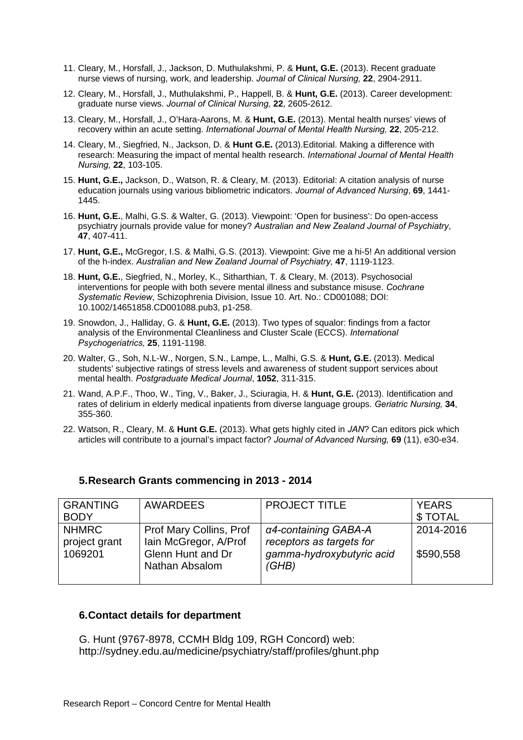11. Cleary, M., Horsfall, J., Jackson, D. Muthulakshmi, P. & **Hunt, G.E.** (2013). Recent graduate nurse views of nursing, work, and leadership. *Journal of Clinical Nursing,* **22**, 2904-2911.
12. Cleary, M., Horsfall, J., Muthulakshmi, P., Happell, B. & **Hunt, G.E.** (2013). Career development: graduate nurse views. *Journal of Clinical Nursing,* **22**, 2605-2612.
13. Cleary, M., Horsfall, J., O'Hara-Aarons, M. & **Hunt, G.E.** (2013). Mental health nurses' views of recovery within an acute setting. *International Journal of Mental Health Nursing,* **22**, 205-212.
14. Cleary, M., Siegfried, N., Jackson, D. & **Hunt G.E.** (2013).Editorial. Making a difference with research: Measuring the impact of mental health research. *International Journal of Mental Health Nursing,* **22**, 103-105.
15. **Hunt, G.E.,** Jackson, D., Watson, R. & Cleary, M. (2013). Editorial: A citation analysis of nurse education journals using various bibliometric indicators. *Journal of Advanced Nursing*, **69**, 1441-1445.
16. **Hunt, G.E.**, Malhi, G.S. & Walter, G. (2013). Viewpoint: 'Open for business': Do open-access psychiatry journals provide value for money? *Australian and New Zealand Journal of Psychiatry*, **47**, 407-411.
17. **Hunt, G.E.,** McGregor, I.S. & Malhi, G.S. (2013). Viewpoint: Give me a hi-5! An additional version of the h-index. *Australian and New Zealand Journal of Psychiatry,* **47**, 1119-1123.
18. **Hunt, G.E.**, Siegfried, N., Morley, K., Sitharthian, T. & Cleary, M. (2013). Psychosocial interventions for people with both severe mental illness and substance misuse. *Cochrane Systematic Review*, Schizophrenia Division, Issue 10. Art. No.: CD001088; DOI: 10.1002/14651858.CD001088.pub3, p1-258.
19. Snowdon, J., Halliday, G. & **Hunt, G.E.** (2013). Two types of squalor: findings from a factor analysis of the Environmental Cleanliness and Cluster Scale (ECCS). *International Psychogeriatrics,* **25**, 1191-1198.
20. Walter, G., Soh, N.L-W., Norgen, S.N., Lampe, L., Malhi, G.S. & **Hunt, G.E.** (2013). Medical students' subjective ratings of stress levels and awareness of student support services about mental health. *Postgraduate Medical Journal*, **1052**, 311-315.
21. Wand, A.P.F., Thoo, W., Ting, V., Baker, J., Sciuragia, H. & **Hunt, G.E.** (2013). Identification and rates of delirium in elderly medical inpatients from diverse language groups. *Geriatric Nursing,* **34**, 355-360.
22. Watson, R., Cleary, M. & **Hunt G.E.** (2013). What gets highly cited in *JAN*? Can editors pick which articles will contribute to a journal's impact factor? *Journal of Advanced Nursing,* **69** (11), e30-e34.

## 5. Research Grants commencing in 2013 - 2014

| GRANTING BODY | AWARDEES | PROJECT TITLE | YEARS $ TOTAL |
|---|---|---|---|
| NHMRC project grant 1069201 | Prof Mary Collins, Prof Iain McGregor, A/Prof Glenn Hunt and Dr Nathan Absalom | *α4-containing GABA-A receptors as targets for gamma-hydroxybutyric acid (GHB)* | 2014-2016<br>$590,558 |

## 6. Contact details for department

G. Hunt (9767-8978, CCMH Bldg 109, RGH Concord) web: http://sydney.edu.au/medicine/psychiatry/staff/profiles/ghunt.php